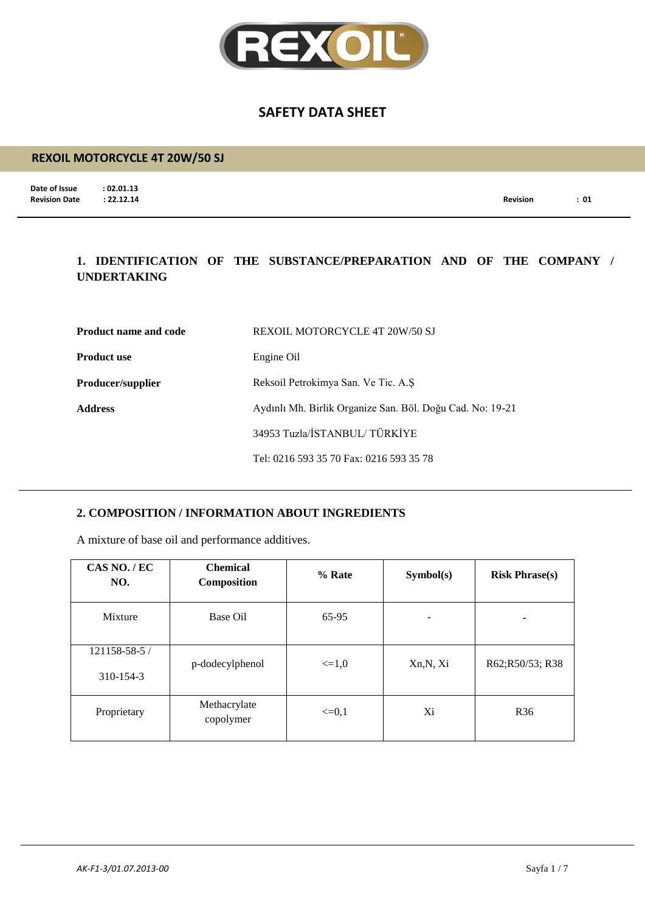# SAFETY DATA SHEET

## REXOIL MOTORCYCLE 4T 20W/50 SJ

**Date of Issue** : 02.01.13
**Revision Date** : 22.12.14
**Revision** : 01

## 1. IDENTIFICATION OF THE SUBSTANCE/PREPARATION AND OF THE COMPANY / UNDERTAKING

| | |
|---|---|
| **Product name and code** | REXOIL MOTORCYCLE 4T 20W/50 SJ |
| **Product use** | Engine Oil |
| **Producer/supplier** | Reksoil Petrokimya San. Ve Tic. A.Ş |
| **Address** | Aydınlı Mh. Birlik Organize San. Böl. Doğu Cad. No: 19-21 |
| | 34953 Tuzla/İSTANBUL/ TÜRKİYE |
| | Tel: 0216 593 35 70 Fax: 0216 593 35 78 |

## 2. COMPOSITION / INFORMATION ABOUT INGREDIENTS

A mixture of base oil and performance additives.

| CAS NO. / EC NO. | Chemical Composition | % Rate | Symbol(s) | Risk Phrase(s) |
|---|---|---|---|---|
| Mixture | Base Oil | 65-95 | - | - |
| 121158-58-5 / 310-154-3 | p-dodecylphenol | <=1,0 | Xn,N, Xi | R62;R50/53; R38 |
| Proprietary | Methacrylate copolymer | <=0,1 | Xi | R36 |

*AK-F1-3/01.07.2013-00*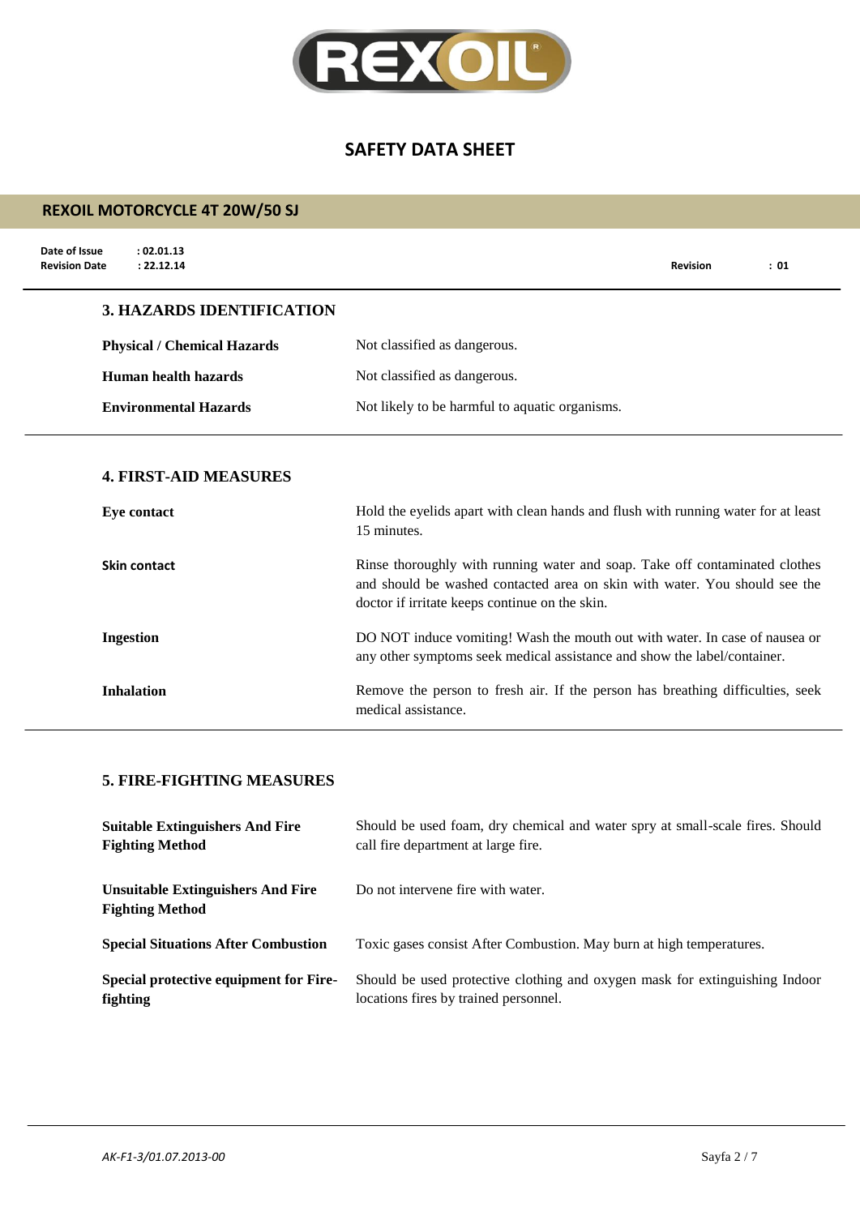# SAFETY DATA SHEET

## REXOIL MOTORCYCLE 4T 20W/50 SJ

**Date of Issue** : 02.01.13
**Revision Date** : 22.12.14
**Revision** : 01

### 3. HAZARDS IDENTIFICATION

| | |
|---|---|
| **Physical / Chemical Hazards** | Not classified as dangerous. |
| **Human health hazards** | Not classified as dangerous. |
| **Environmental Hazards** | Not likely to be harmful to aquatic organisms. |

### 4. FIRST-AID MEASURES

| | |
|---|---|
| **Eye contact** | Hold the eyelids apart with clean hands and flush with running water for at least 15 minutes. |
| **Skin contact** | Rinse thoroughly with running water and soap. Take off contaminated clothes and should be washed contacted area on skin with water. You should see the doctor if irritate keeps continue on the skin. |
| **Ingestion** | DO NOT induce vomiting! Wash the mouth out with water. In case of nausea or any other symptoms seek medical assistance and show the label/container. |
| **Inhalation** | Remove the person to fresh air. If the person has breathing difficulties, seek medical assistance. |

### 5. FIRE-FIGHTING MEASURES

| | |
|---|---|
| **Suitable Extinguishers And Fire Fighting Method** | Should be used foam, dry chemical and water spry at small-scale fires. Should call fire department at large fire. |
| **Unsuitable Extinguishers And Fire Fighting Method** | Do not intervene fire with water. |
| **Special Situations After Combustion** | Toxic gases consist After Combustion. May burn at high temperatures. |
| **Special protective equipment for Fire-fighting** | Should be used protective clothing and oxygen mask for extinguishing Indoor locations fires by trained personnel. |

*AK-F1-3/01.07.2013-00*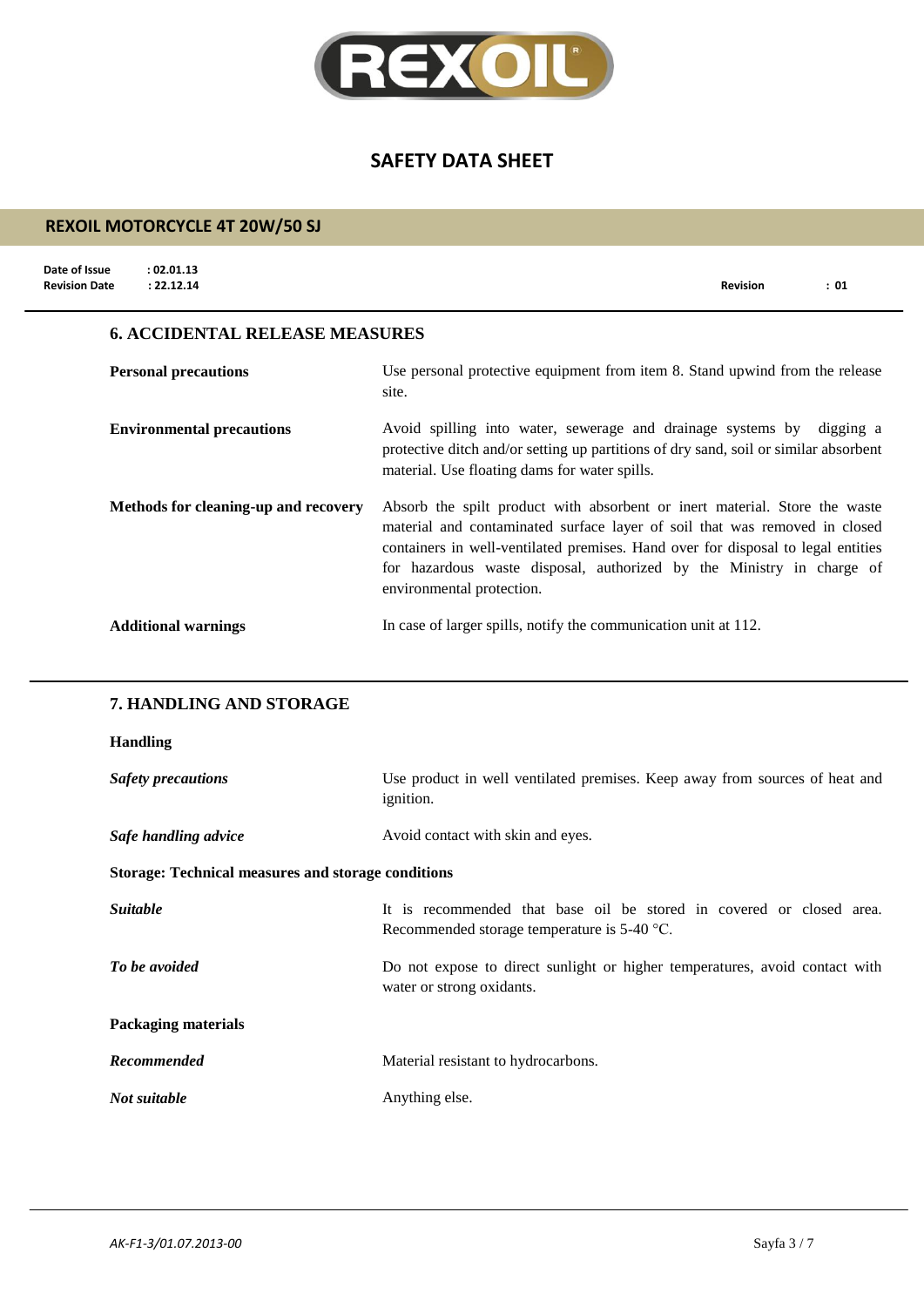# SAFETY DATA SHEET

## REXOIL MOTORCYCLE 4T 20W/50 SJ

**Date of Issue** : **02.01.13**
**Revision Date** : **22.12.14**
**Revision** : **01**

### 6. ACCIDENTAL RELEASE MEASURES

| | |
|---|---|
| **Personal precautions** | Use personal protective equipment from item 8. Stand upwind from the release site. |
| **Environmental precautions** | Avoid spilling into water, sewerage and drainage systems by digging a protective ditch and/or setting up partitions of dry sand, soil or similar absorbent material. Use floating dams for water spills. |
| **Methods for cleaning-up and recovery** | Absorb the spilt product with absorbent or inert material. Store the waste material and contaminated surface layer of soil that was removed in closed containers in well-ventilated premises. Hand over for disposal to legal entities for hazardous waste disposal, authorized by the Ministry in charge of environmental protection. |
| **Additional warnings** | In case of larger spills, notify the communication unit at 112. |

### 7. HANDLING AND STORAGE

**Handling**

| | |
|---|---|
| ***Safety precautions*** | Use product in well ventilated premises. Keep away from sources of heat and ignition. |
| ***Safe handling advice*** | Avoid contact with skin and eyes. |

**Storage: Technical measures and storage conditions**

| | |
|---|---|
| ***Suitable*** | It is recommended that base oil be stored in covered or closed area. Recommended storage temperature is 5-40 °C. |
| ***To be avoided*** | Do not expose to direct sunlight or higher temperatures, avoid contact with water or strong oxidants. |

**Packaging materials**

| | |
|---|---|
| ***Recommended*** | Material resistant to hydrocarbons. |
| ***Not suitable*** | Anything else. |

*AK-F1-3/01.07.2013-00*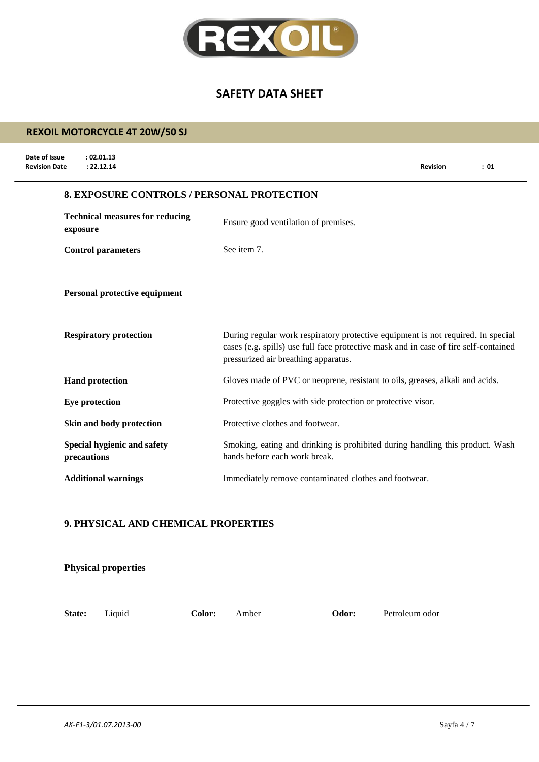## 8. EXPOSURE CONTROLS / PERSONAL PROTECTION

| | |
|---|---|
| **Technical measures for reducing exposure** | Ensure good ventilation of premises. |
| **Control parameters** | See item 7. |

**Personal protective equipment**

| | |
|---|---|
| **Respiratory protection** | During regular work respiratory protective equipment is not required. In special cases (e.g. spills) use full face protective mask and in case of fire self-contained pressurized air breathing apparatus. |
| **Hand protection** | Gloves made of PVC or neoprene, resistant to oils, greases, alkali and acids. |
| **Eye protection** | Protective goggles with side protection or protective visor. |
| **Skin and body protection** | Protective clothes and footwear. |
| **Special hygienic and safety precautions** | Smoking, eating and drinking is prohibited during handling this product. Wash hands before each work break. |
| **Additional warnings** | Immediately remove contaminated clothes and footwear. |

## 9. PHYSICAL AND CHEMICAL PROPERTIES

### Physical properties

| | | | | | |
|---|---|---|---|---|---|
| **State:** | Liquid | **Color:** | Amber | **Odor:** | Petroleum odor |

*AK-F1-3/01.07.2013-00*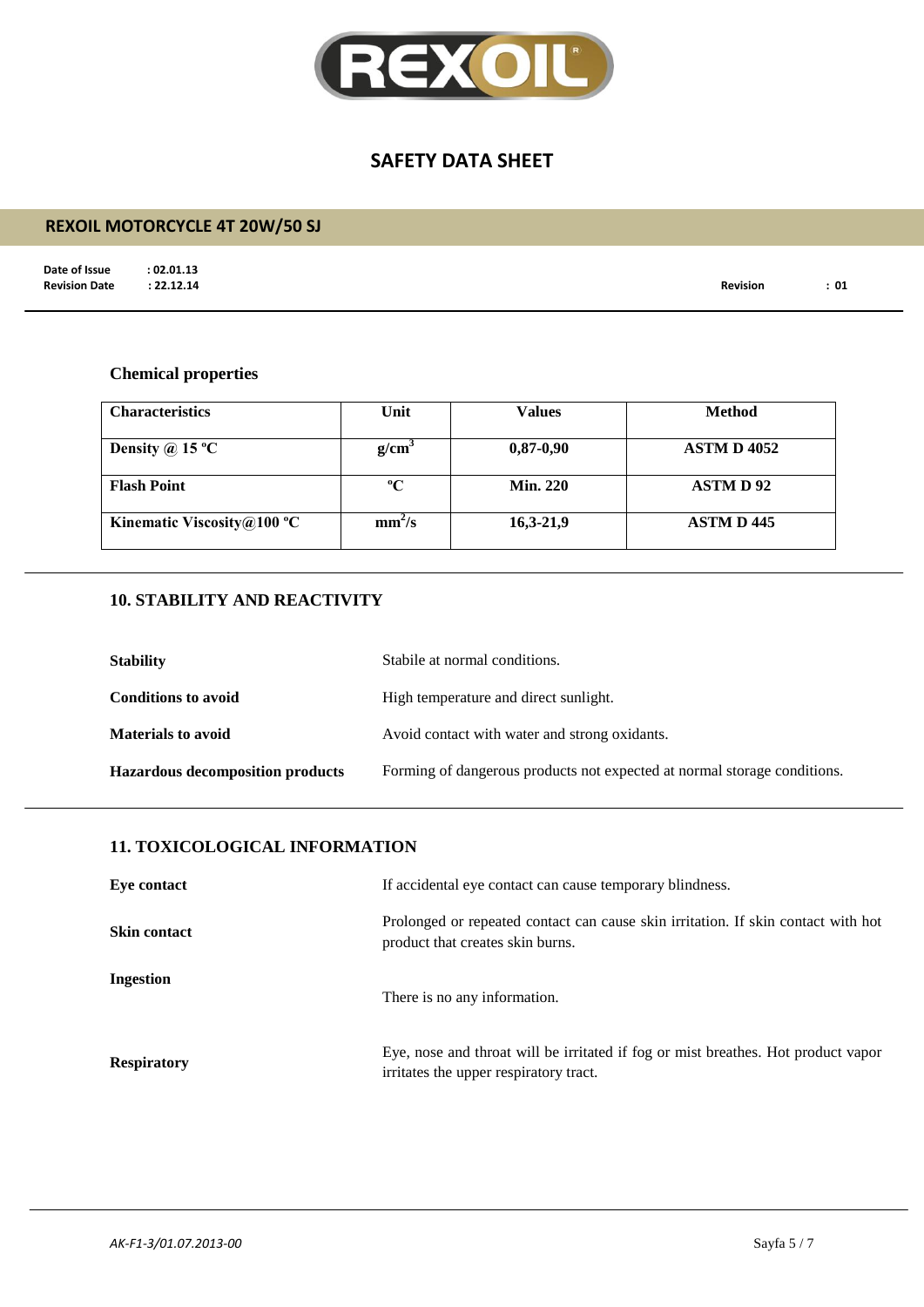### Chemical properties

| Characteristics | Unit | Values | Method |
|---|---|---|---|
| Density @ 15 ºC | $g/cm^3$ | 0,87-0,90 | ASTM D 4052 |
| Flash Point | ºC | Min. 220 | ASTM D 92 |
| Kinematic Viscosity@100 ºC | $mm^2/s$ | 16,3-21,9 | ASTM D 445 |

## 10. STABILITY AND REACTIVITY

**Stability** Stabile at normal conditions.

**Conditions to avoid** High temperature and direct sunlight.

**Materials to avoid** Avoid contact with water and strong oxidants.

**Hazardous decomposition products** Forming of dangerous products not expected at normal storage conditions.

## 11. TOXICOLOGICAL INFORMATION

**Eye contact** If accidental eye contact can cause temporary blindness.

**Skin contact** Prolonged or repeated contact can cause skin irritation. If skin contact with hot product that creates skin burns.

**Ingestion** There is no any information.

**Respiratory** Eye, nose and throat will be irritated if fog or mist breathes. Hot product vapor irritates the upper respiratory tract.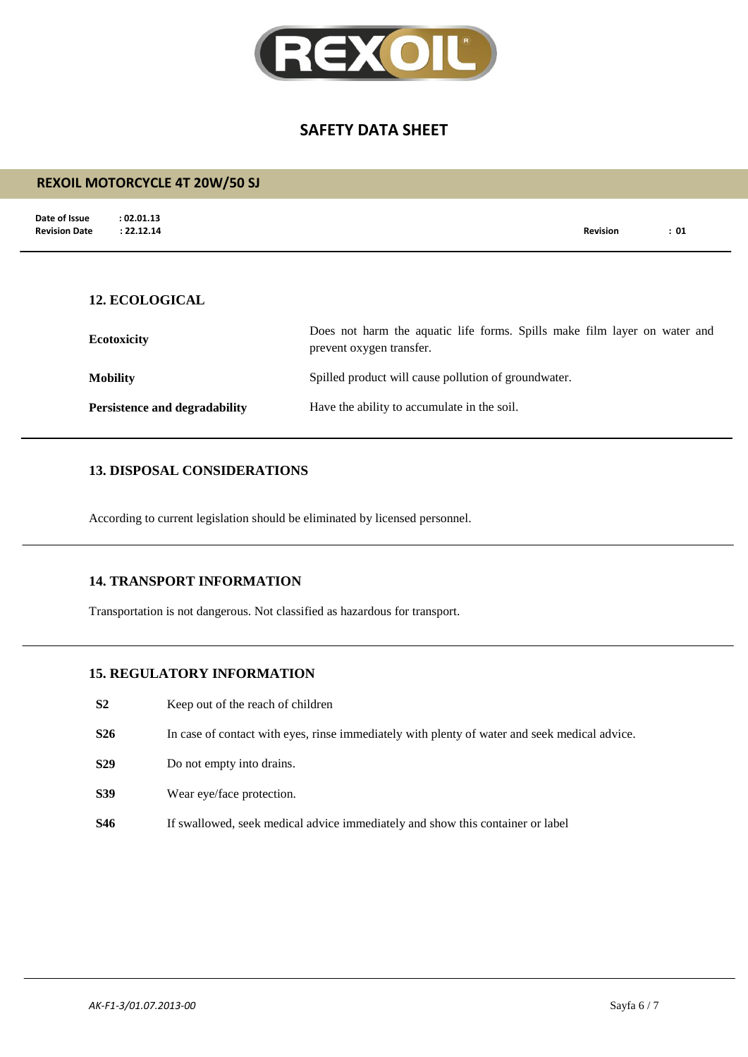## 12. ECOLOGICAL

| | |
|---|---|
| **Ecotoxicity** | Does not harm the aquatic life forms. Spills make film layer on water and prevent oxygen transfer. |
| **Mobility** | Spilled product will cause pollution of groundwater. |
| **Persistence and degradability** | Have the ability to accumulate in the soil. |

## 13. DISPOSAL CONSIDERATIONS

According to current legislation should be eliminated by licensed personnel.

## 14. TRANSPORT INFORMATION

Transportation is not dangerous. Not classified as hazardous for transport.

## 15. REGULATORY INFORMATION

| | |
|---|---|
| **S2** | Keep out of the reach of children |
| **S26** | In case of contact with eyes, rinse immediately with plenty of water and seek medical advice. |
| **S29** | Do not empty into drains. |
| **S39** | Wear eye/face protection. |
| **S46** | If swallowed, seek medical advice immediately and show this container or label |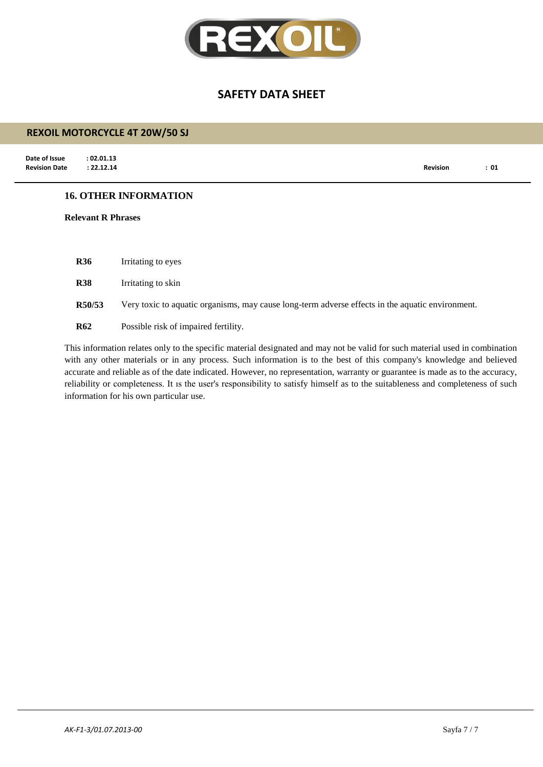## 16. OTHER INFORMATION

**Relevant R Phrases**

| | |
|---|---|
| **R36** | Irritating to eyes |
| **R38** | Irritating to skin |
| **R50/53** | Very toxic to aquatic organisms, may cause long-term adverse effects in the aquatic environment. |
| **R62** | Possible risk of impaired fertility. |

This information relates only to the specific material designated and may not be valid for such material used in combination with any other materials or in any process. Such information is to the best of this company's knowledge and believed accurate and reliable as of the date indicated. However, no representation, warranty or guarantee is made as to the accuracy, reliability or completeness. It ıs the user's responsibility to satisfy himself as to the suitableness and completeness of such information for his own particular use.